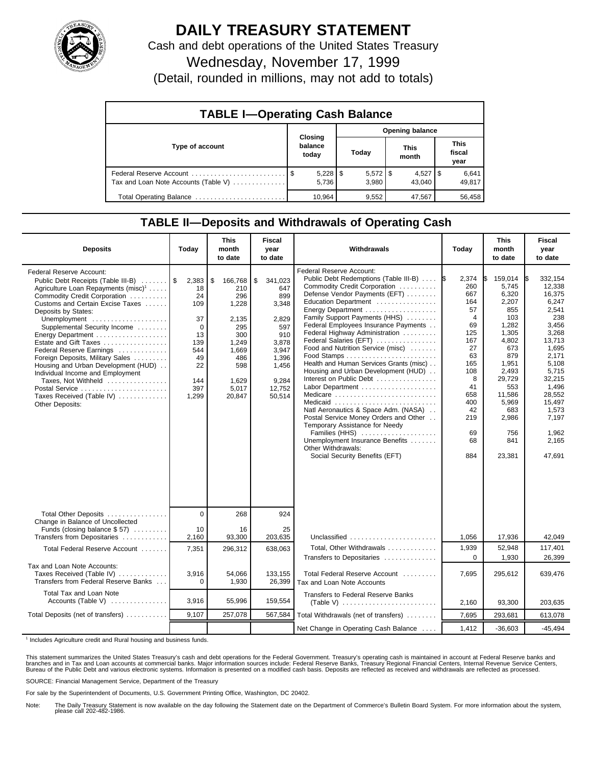# DAILY TREASURY STATEMENT

Cash and debt operations of the United States Treasury

Wednesday, November 17, 1999

(Detail, rounded in millions, may not add to totals)

## TABLE I—Operating Cash Balance

| Type of account | Closing balance today | Opening balance Today | Opening balance This month | Opening balance This fiscal year |
|---|---|---|---|---|
| Federal Reserve Account | $ 5,228 | $ 5,572 | $ 4,527 | $ 6,641 |
| Tax and Loan Note Accounts (Table V) | 5,736 | 3,980 | 43,040 | 49,817 |
| Total Operating Balance | 10,964 | 9,552 | 47,567 | 56,458 |

## TABLE II—Deposits and Withdrawals of Operating Cash

| Deposits | Today | This month to date | Fiscal year to date |
|---|---|---|---|
| Federal Reserve Account: | | | |
| Public Debt Receipts (Table III-B) | $ 2,383 | $ 166,768 | $ 341,023 |
| Agriculture Loan Repayments (misc)[1] | 18 | 210 | 647 |
| Commodity Credit Corporation | 24 | 296 | 899 |
| Customs and Certain Excise Taxes | 109 | 1,228 | 3,348 |
| Deposits by States: | | | |
| Unemployment | 37 | 2,135 | 2,829 |
| Supplemental Security Income | 0 | 295 | 597 |
| Energy Department | 13 | 300 | 910 |
| Estate and Gift Taxes | 139 | 1,249 | 3,878 |
| Federal Reserve Earnings | 544 | 1,669 | 3,947 |
| Foreign Deposits, Military Sales | 49 | 486 | 1,396 |
| Housing and Urban Development (HUD) | 22 | 598 | 1,456 |
| Individual Income and Employment Taxes, Not Withheld | 144 | 1,629 | 9,284 |
| Postal Service | 397 | 5,017 | 12,752 |
| Taxes Received (Table IV) | 1,299 | 20,847 | 50,514 |
| Other Deposits: | | | |
| Total Other Deposits | 0 | 268 | 924 |
| Change in Balance of Uncollected Funds (closing balance $ 57) | 10 | 16 | 25 |
| Transfers from Depositaries | 2,160 | 93,300 | 203,635 |
| Total Federal Reserve Account | 7,351 | 296,312 | 638,063 |
| Tax and Loan Note Accounts: | | | |
| Taxes Received (Table IV) | 3,916 | 54,066 | 133,155 |
| Transfers from Federal Reserve Banks | 0 | 1,930 | 26,399 |
| Total Tax and Loan Note Accounts (Table V) | 3,916 | 55,996 | 159,554 |
| Total Deposits (net of transfers) | 9,107 | 257,078 | 567,584 |

| Withdrawals | Today | This month to date | Fiscal year to date |
|---|---|---|---|
| Federal Reserve Account: | | | |
| Public Debt Redemptions (Table III-B) | $ 2,374 | $ 159,014 | $ 332,154 |
| Commodity Credit Corporation | 260 | 5,745 | 12,338 |
| Defense Vendor Payments (EFT) | 667 | 6,320 | 16,375 |
| Education Department | 164 | 2,207 | 6,247 |
| Energy Department | 57 | 855 | 2,541 |
| Family Support Payments (HHS) | 4 | 103 | 238 |
| Federal Employees Insurance Payments | 69 | 1,282 | 3,456 |
| Federal Highway Administration | 125 | 1,305 | 3,268 |
| Federal Salaries (EFT) | 167 | 4,802 | 13,713 |
| Food and Nutrition Service (misc) | 27 | 673 | 1,695 |
| Food Stamps | 63 | 879 | 2,171 |
| Health and Human Services Grants (misc) | 165 | 1,951 | 5,108 |
| Housing and Urban Development (HUD) | 108 | 2,493 | 5,715 |
| Interest on Public Debt | 8 | 29,729 | 32,215 |
| Labor Department | 41 | 553 | 1,496 |
| Medicare | 658 | 11,586 | 28,552 |
| Medicaid | 400 | 5,969 | 15,497 |
| Natl Aeronautics & Space Adm. (NASA) | 42 | 683 | 1,573 |
| Postal Service Money Orders and Other | 219 | 2,986 | 7,197 |
| Temporary Assistance for Needy Families (HHS) | 69 | 756 | 1,962 |
| Unemployment Insurance Benefits | 68 | 841 | 2,165 |
| Other Withdrawals: | | | |
| Social Security Benefits (EFT) | 884 | 23,381 | 47,691 |
| Unclassified | 1,056 | 17,936 | 42,049 |
| Total, Other Withdrawals | 1,939 | 52,948 | 117,401 |
| Transfers to Depositaries | 0 | 1,930 | 26,399 |
| Total Federal Reserve Account | 7,695 | 295,612 | 639,476 |
| Tax and Loan Note Accounts | | | |
| Transfers to Federal Reserve Banks (Table V) | 2,160 | 93,300 | 203,635 |
| Total Withdrawals (net of transfers) | 7,695 | 293,681 | 613,078 |
| Net Change in Operating Cash Balance | 1,412 | -36,603 | -45,494 |

[1] Includes Agriculture credit and Rural housing and business funds.

This statement summarizes the United States Treasury's cash and debt operations for the Federal Government. Treasury's operating cash is maintained in account at Federal Reserve banks and branches and in Tax and Loan accounts at commercial banks. Major information sources include: Federal Reserve Banks, Treasury Regional Financial Centers, Internal Revenue Service Centers, Bureau of the Public Debt and various electronic systems. Information is presented on a modified cash basis. Deposits are reflected as received and withdrawals are reflected as processed.

SOURCE: Financial Management Service, Department of the Treasury

For sale by the Superintendent of Documents, U.S. Government Printing Office, Washington, DC 20402.

Note: The Daily Treasury Statement is now available on the day following the Statement date on the Department of Commerce's Bulletin Board System. For more information about the system, please call 202-482-1986.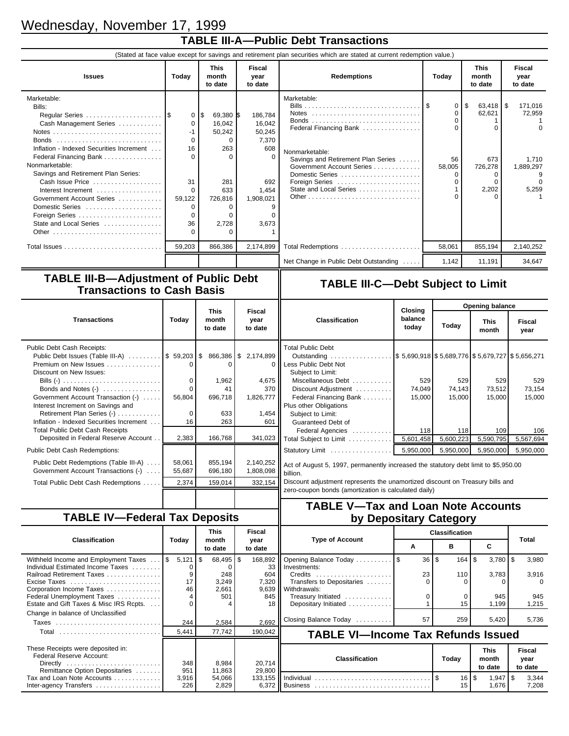Wednesday, November 17, 1999

## TABLE III-A—Public Debt Transactions

(Stated at face value except for savings and retirement plan securities which are stated at current redemption value.)

| Issues | Today | This month to date | Fiscal year to date |
|---|---|---|---|
| Marketable: | | | |
| Bills: | | | |
| Regular Series | $ 0 | $ 69,380 | $ 186,784 |
| Cash Management Series | 0 | 16,042 | 16,042 |
| Notes | -1 | 50,242 | 50,245 |
| Bonds | 0 | 0 | 7,370 |
| Inflation - Indexed Securities Increment | 16 | 263 | 608 |
| Federal Financing Bank | 0 | 0 | 0 |
| Nonmarketable: | | | |
| Savings and Retirement Plan Series: | | | |
| Cash Issue Price | 31 | 281 | 692 |
| Interest Increment | 0 | 633 | 1,454 |
| Government Account Series | 59,122 | 726,816 | 1,908,021 |
| Domestic Series | 0 | 0 | 9 |
| Foreign Series | 0 | 0 | 0 |
| State and Local Series | 36 | 2,728 | 3,673 |
| Other | 0 | 0 | 1 |
| Total Issues | 59,203 | 866,386 | 2,174,899 |

| Redemptions | Today | This month to date | Fiscal year to date |
|---|---|---|---|
| Marketable: | | | |
| Bills | $ 0 | $ 63,418 | $ 171,016 |
| Notes | 0 | 62,621 | 72,959 |
| Bonds | 0 | 1 | 1 |
| Federal Financing Bank | 0 | 0 | 0 |
| Nonmarketable: | | | |
| Savings and Retirement Plan Series | 56 | 673 | 1,710 |
| Government Account Series | 58,005 | 726,278 | 1,889,297 |
| Domestic Series | 0 | 0 | 9 |
| Foreign Series | 0 | 0 | 0 |
| State and Local Series | 1 | 2,202 | 5,259 |
| Other | 0 | 0 | 1 |
| Total Redemptions | 58,061 | 855,194 | 2,140,252 |
| Net Change in Public Debt Outstanding | 1,142 | 11,191 | 34,647 |

## TABLE III-B—Adjustment of Public Debt Transactions to Cash Basis

| Transactions | Today | This month to date | Fiscal year to date |
|---|---|---|---|
| Public Debt Cash Receipts: | | | |
| Public Debt Issues (Table III-A) | $ 59,203 | $ 866,386 | $ 2,174,899 |
| Premium on New Issues | 0 | 0 | 0 |
| Discount on New Issues: | | | |
| Bills (-) | 0 | 1,962 | 4,675 |
| Bonds and Notes (-) | 0 | 41 | 370 |
| Government Account Transaction (-) | 56,804 | 696,718 | 1,826,777 |
| Interest Increment on Savings and Retirement Plan Series (-) | 0 | 633 | 1,454 |
| Inflation - Indexed Securities Increment | 16 | 263 | 601 |
| Total Public Debt Cash Receipts Deposited in Federal Reserve Account | 2,383 | 166,768 | 341,023 |
| Public Debt Cash Redemptions: | | | |
| Public Debt Redemptions (Table III-A) | 58,061 | 855,194 | 2,140,252 |
| Government Account Transactions (-) | 55,687 | 696,180 | 1,808,098 |
| Total Public Debt Cash Redemptions | 2,374 | 159,014 | 332,154 |

## TABLE III-C—Debt Subject to Limit

| Classification | Closing balance today | Opening balance Today | This month | Fiscal year |
|---|---|---|---|---|
| Total Public Debt Outstanding | $ 5,690,918 | $ 5,689,776 | $ 5,679,727 | $ 5,656,271 |
| Less Public Debt Not Subject to Limit: | | | | |
| Miscellaneous Debt | 529 | 529 | 529 | 529 |
| Discount Adjustment | 74,049 | 74,143 | 73,512 | 73,154 |
| Federal Financing Bank | 15,000 | 15,000 | 15,000 | 15,000 |
| Plus other Obligations Subject to Limit: | | | | |
| Guaranteed Debt of Federal Agencies | 118 | 118 | 109 | 106 |
| Total Subject to Limit | 5,601,458 | 5,600,223 | 5,590,795 | 5,567,694 |
| Statutory Limit | 5,950,000 | 5,950,000 | 5,950,000 | 5,950,000 |

Act of August 5, 1997, permanently increased the statutory debt limit to $5,950.00 billion.

Discount adjustment represents the unamortized discount on Treasury bills and zero-coupon bonds (amortization is calculated daily)

## TABLE IV—Federal Tax Deposits

| Classification | Today | This month to date | Fiscal year to date |
|---|---|---|---|
| Withheld Income and Employment Taxes | $ 5,121 | $ 68,495 | $ 168,892 |
| Individual Estimated Income Taxes | 0 | 0 | 33 |
| Railroad Retirement Taxes | 9 | 248 | 604 |
| Excise Taxes | 17 | 3,249 | 7,320 |
| Corporation Income Taxes | 46 | 2,661 | 9,639 |
| Federal Unemployment Taxes | 4 | 501 | 845 |
| Estate and Gift Taxes & Misc IRS Rcpts. | 0 | 4 | 18 |
| Change in balance of Unclassified Taxes | 244 | 2,584 | 2,692 |
| Total | 5,441 | 77,742 | 190,042 |
| These Receipts were deposited in: | | | |
| Federal Reserve Account: | | | |
| Directly | 348 | 8,984 | 20,714 |
| Remittance Option Depositaries | 951 | 11,863 | 29,800 |
| Tax and Loan Note Accounts | 3,916 | 54,066 | 133,155 |
| Inter-agency Transfers | 226 | 2,829 | 6,372 |

## TABLE V—Tax and Loan Note Accounts by Depositary Category

| Type of Account | Classification A | B | C | Total |
|---|---|---|---|---|
| Opening Balance Today | $ 36 | $ 164 | $ 3,780 | $ 3,980 |
| Investments: | | | | |
| Credits | 23 | 110 | 3,783 | 3,916 |
| Transfers to Depositaries | 0 | 0 | 0 | 0 |
| Withdrawals: | | | | |
| Treasury Initiated | 0 | 0 | 945 | 945 |
| Depositary Initiated | 1 | 15 | 1,199 | 1,215 |
| Closing Balance Today | 57 | 259 | 5,420 | 5,736 |

## TABLE VI—Income Tax Refunds Issued

| Classification | Today | This month to date | Fiscal year to date |
|---|---|---|---|
| Individual | $ 16 | $ 1,947 | $ 3,344 |
| Business | 15 | 1,676 | 7,208 |